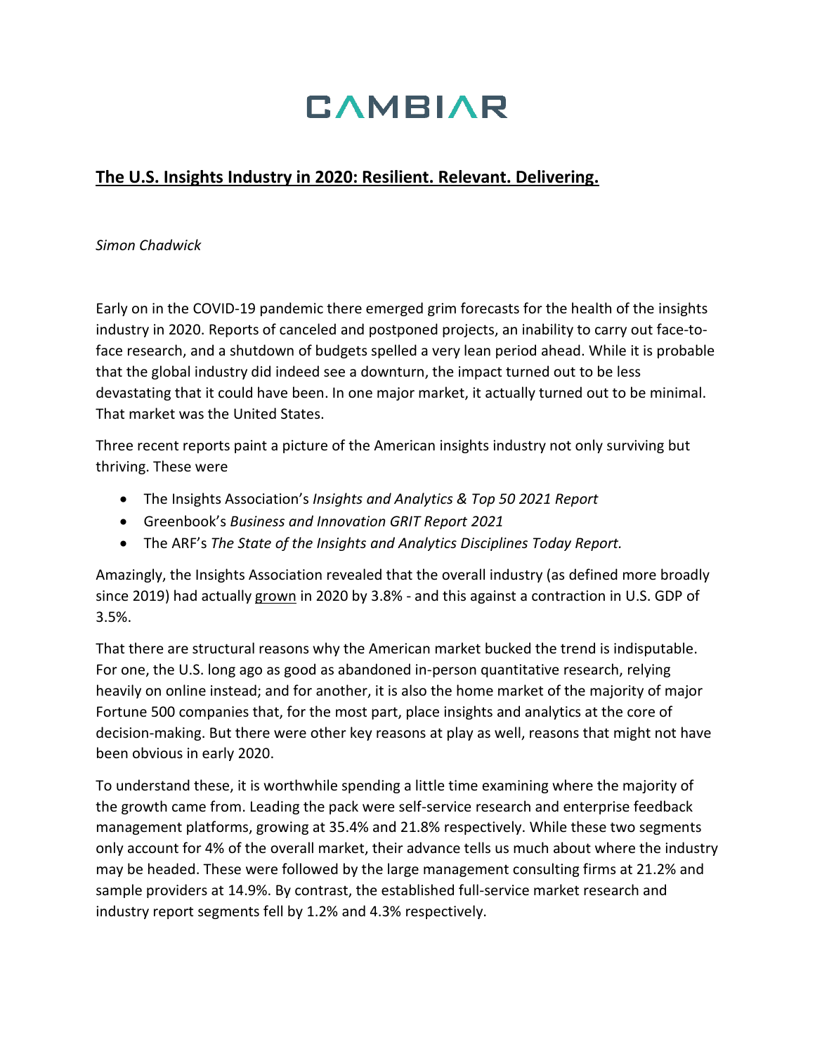# CAMBIAR

## The U.S. Insights Industry in 2020: Resilient. Relevant. Delivering.

*Simon Chadwick*

Early on in the COVID-19 pandemic there emerged grim forecasts for the health of the insights industry in 2020. Reports of canceled and postponed projects, an inability to carry out face-to-face research, and a shutdown of budgets spelled a very lean period ahead. While it is probable that the global industry did indeed see a downturn, the impact turned out to be less devastating that it could have been. In one major market, it actually turned out to be minimal. That market was the United States.

Three recent reports paint a picture of the American insights industry not only surviving but thriving. These were

- The Insights Association's *Insights and Analytics & Top 50 2021 Report*
- Greenbook's *Business and Innovation GRIT Report 2021*
- The ARF's *The State of the Insights and Analytics Disciplines Today Report.*

Amazingly, the Insights Association revealed that the overall industry (as defined more broadly since 2019) had actually <u>grown</u> in 2020 by 3.8% - and this against a contraction in U.S. GDP of 3.5%.

That there are structural reasons why the American market bucked the trend is indisputable. For one, the U.S. long ago as good as abandoned in-person quantitative research, relying heavily on online instead; and for another, it is also the home market of the majority of major Fortune 500 companies that, for the most part, place insights and analytics at the core of decision-making. But there were other key reasons at play as well, reasons that might not have been obvious in early 2020.

To understand these, it is worthwhile spending a little time examining where the majority of the growth came from. Leading the pack were self-service research and enterprise feedback management platforms, growing at 35.4% and 21.8% respectively. While these two segments only account for 4% of the overall market, their advance tells us much about where the industry may be headed. These were followed by the large management consulting firms at 21.2% and sample providers at 14.9%. By contrast, the established full-service market research and industry report segments fell by 1.2% and 4.3% respectively.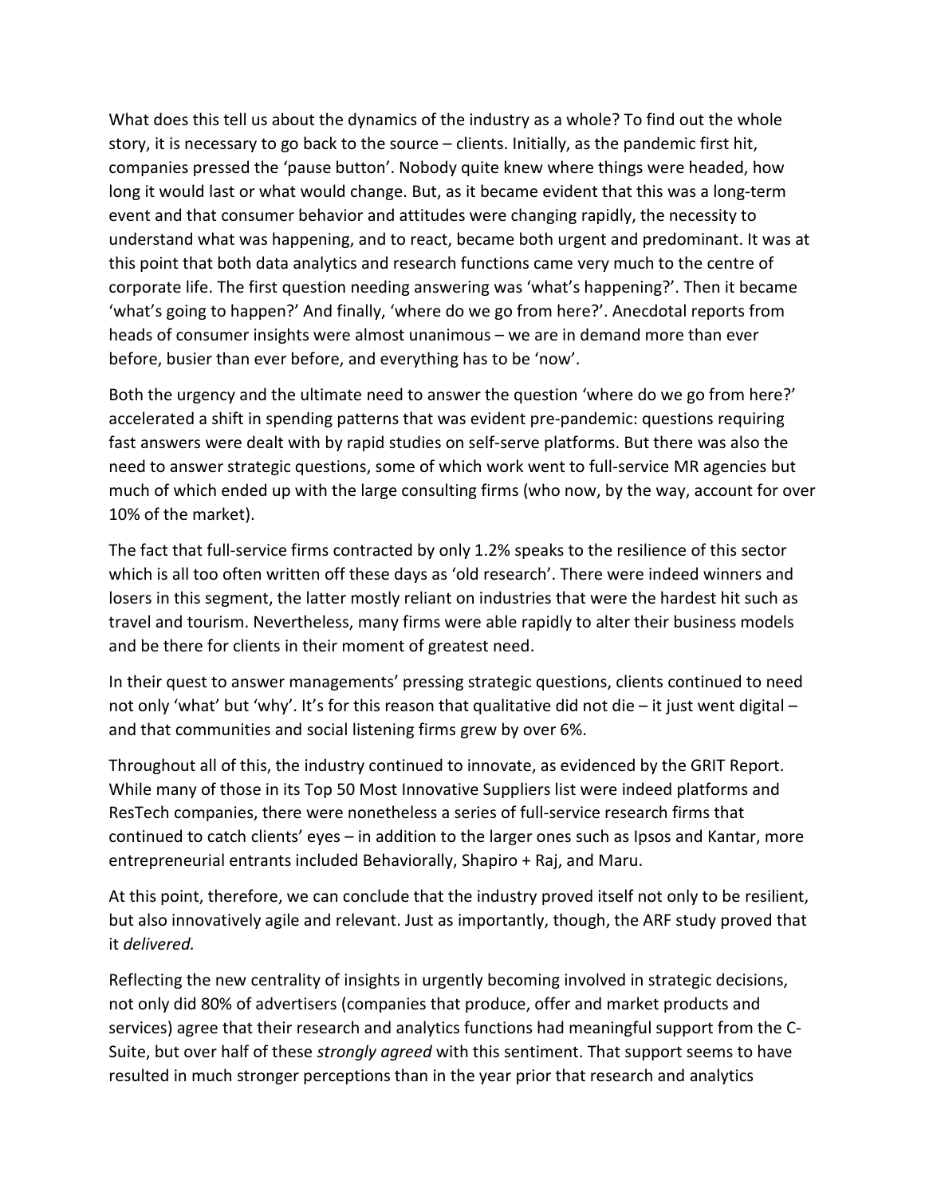What does this tell us about the dynamics of the industry as a whole? To find out the whole story, it is necessary to go back to the source – clients. Initially, as the pandemic first hit, companies pressed the 'pause button'. Nobody quite knew where things were headed, how long it would last or what would change. But, as it became evident that this was a long-term event and that consumer behavior and attitudes were changing rapidly, the necessity to understand what was happening, and to react, became both urgent and predominant. It was at this point that both data analytics and research functions came very much to the centre of corporate life. The first question needing answering was 'what's happening?'. Then it became 'what's going to happen?' And finally, 'where do we go from here?'. Anecdotal reports from heads of consumer insights were almost unanimous – we are in demand more than ever before, busier than ever before, and everything has to be 'now'.

Both the urgency and the ultimate need to answer the question 'where do we go from here?' accelerated a shift in spending patterns that was evident pre-pandemic: questions requiring fast answers were dealt with by rapid studies on self-serve platforms. But there was also the need to answer strategic questions, some of which work went to full-service MR agencies but much of which ended up with the large consulting firms (who now, by the way, account for over 10% of the market).

The fact that full-service firms contracted by only 1.2% speaks to the resilience of this sector which is all too often written off these days as 'old research'. There were indeed winners and losers in this segment, the latter mostly reliant on industries that were the hardest hit such as travel and tourism. Nevertheless, many firms were able rapidly to alter their business models and be there for clients in their moment of greatest need.

In their quest to answer managements' pressing strategic questions, clients continued to need not only 'what' but 'why'. It's for this reason that qualitative did not die – it just went digital – and that communities and social listening firms grew by over 6%.

Throughout all of this, the industry continued to innovate, as evidenced by the GRIT Report. While many of those in its Top 50 Most Innovative Suppliers list were indeed platforms and ResTech companies, there were nonetheless a series of full-service research firms that continued to catch clients' eyes – in addition to the larger ones such as Ipsos and Kantar, more entrepreneurial entrants included Behaviorally, Shapiro + Raj, and Maru.

At this point, therefore, we can conclude that the industry proved itself not only to be resilient, but also innovatively agile and relevant. Just as importantly, though, the ARF study proved that it *delivered.*

Reflecting the new centrality of insights in urgently becoming involved in strategic decisions, not only did 80% of advertisers (companies that produce, offer and market products and services) agree that their research and analytics functions had meaningful support from the C-Suite, but over half of these *strongly agreed* with this sentiment. That support seems to have resulted in much stronger perceptions than in the year prior that research and analytics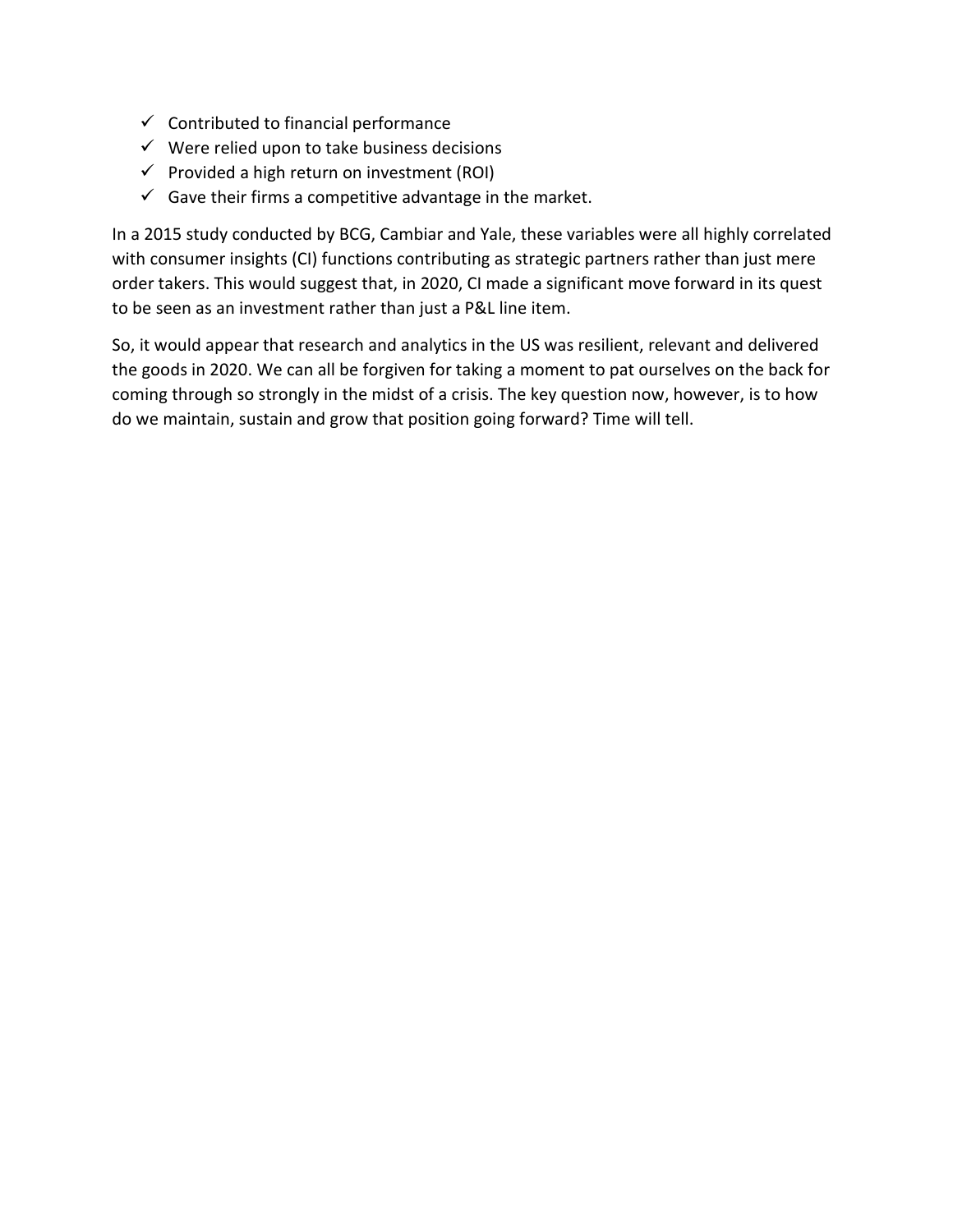- ✓ Contributed to financial performance
- ✓ Were relied upon to take business decisions
- ✓ Provided a high return on investment (ROI)
- ✓ Gave their firms a competitive advantage in the market.

In a 2015 study conducted by BCG, Cambiar and Yale, these variables were all highly correlated with consumer insights (CI) functions contributing as strategic partners rather than just mere order takers. This would suggest that, in 2020, CI made a significant move forward in its quest to be seen as an investment rather than just a P&L line item.

So, it would appear that research and analytics in the US was resilient, relevant and delivered the goods in 2020. We can all be forgiven for taking a moment to pat ourselves on the back for coming through so strongly in the midst of a crisis. The key question now, however, is to how do we maintain, sustain and grow that position going forward? Time will tell.